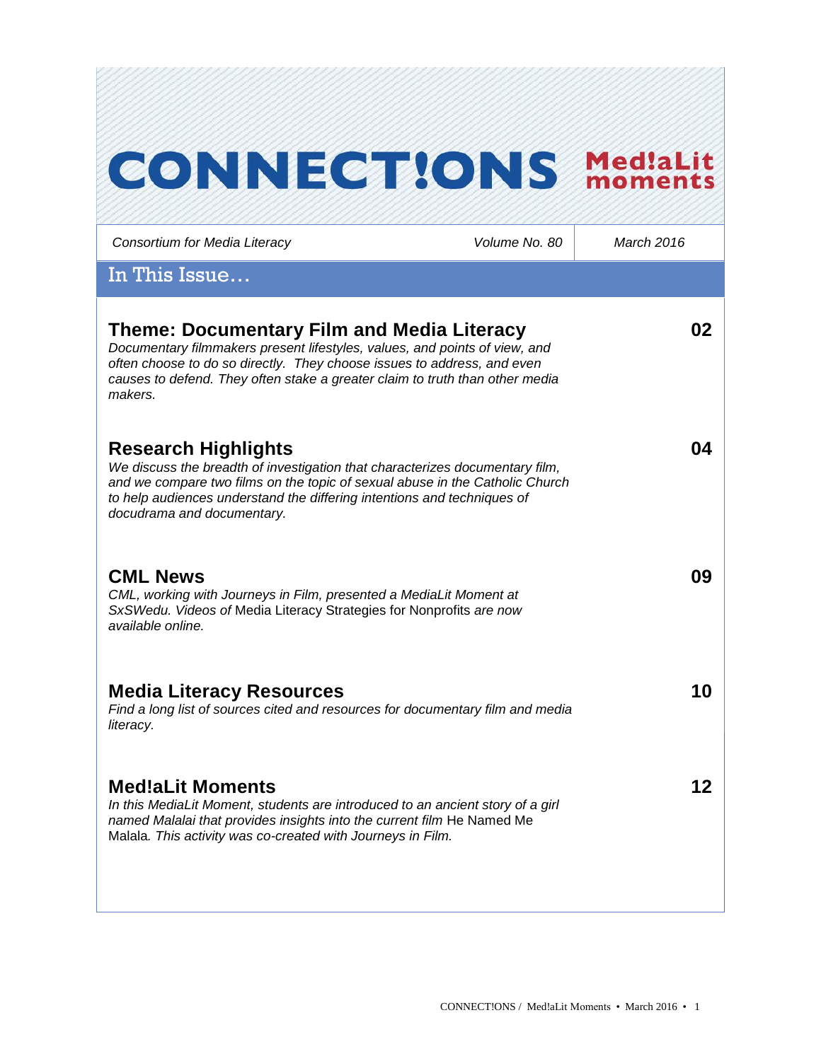# CONNECT!ONS Med!aLit moments

*Consortium for Media Literacy* | *Volume No. 80* | *March 2016*

## In This Issue…

### Theme: Documentary Film and Media Literacy — 02

*Documentary filmmakers present lifestyles, values, and points of view, and often choose to do so directly. They choose issues to address, and even causes to defend. They often stake a greater claim to truth than other media makers.*

### Research Highlights — 04

*We discuss the breadth of investigation that characterizes documentary film, and we compare two films on the topic of sexual abuse in the Catholic Church to help audiences understand the differing intentions and techniques of docudrama and documentary.*

### CML News — 09

*CML, working with Journeys in Film, presented a MediaLit Moment at SxSWedu. Videos of* Media Literacy Strategies for Nonprofits *are now available online.*

### Media Literacy Resources — 10

*Find a long list of sources cited and resources for documentary film and media literacy.*

### Med!aLit Moments — 12

*In this MediaLit Moment, students are introduced to an ancient story of a girl named Malalai that provides insights into the current film* He Named Me Malala*. This activity was co-created with Journeys in Film.*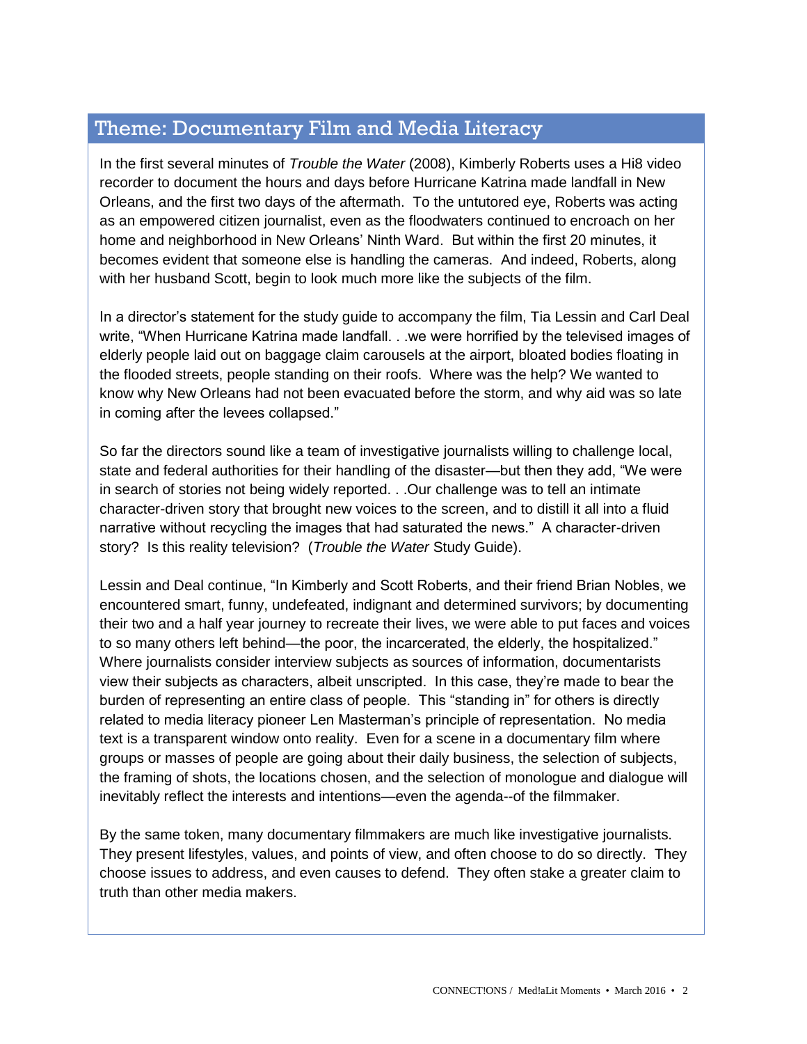## Theme: Documentary Film and Media Literacy

In the first several minutes of *Trouble the Water* (2008), Kimberly Roberts uses a Hi8 video recorder to document the hours and days before Hurricane Katrina made landfall in New Orleans, and the first two days of the aftermath. To the untutored eye, Roberts was acting as an empowered citizen journalist, even as the floodwaters continued to encroach on her home and neighborhood in New Orleans' Ninth Ward. But within the first 20 minutes, it becomes evident that someone else is handling the cameras. And indeed, Roberts, along with her husband Scott, begin to look much more like the subjects of the film.

In a director's statement for the study guide to accompany the film, Tia Lessin and Carl Deal write, "When Hurricane Katrina made landfall. . .we were horrified by the televised images of elderly people laid out on baggage claim carousels at the airport, bloated bodies floating in the flooded streets, people standing on their roofs. Where was the help? We wanted to know why New Orleans had not been evacuated before the storm, and why aid was so late in coming after the levees collapsed."

So far the directors sound like a team of investigative journalists willing to challenge local, state and federal authorities for their handling of the disaster—but then they add, "We were in search of stories not being widely reported. . .Our challenge was to tell an intimate character-driven story that brought new voices to the screen, and to distill it all into a fluid narrative without recycling the images that had saturated the news." A character-driven story? Is this reality television? (*Trouble the Water* Study Guide).

Lessin and Deal continue, "In Kimberly and Scott Roberts, and their friend Brian Nobles, we encountered smart, funny, undefeated, indignant and determined survivors; by documenting their two and a half year journey to recreate their lives, we were able to put faces and voices to so many others left behind—the poor, the incarcerated, the elderly, the hospitalized." Where journalists consider interview subjects as sources of information, documentarists view their subjects as characters, albeit unscripted. In this case, they're made to bear the burden of representing an entire class of people. This "standing in" for others is directly related to media literacy pioneer Len Masterman's principle of representation. No media text is a transparent window onto reality. Even for a scene in a documentary film where groups or masses of people are going about their daily business, the selection of subjects, the framing of shots, the locations chosen, and the selection of monologue and dialogue will inevitably reflect the interests and intentions—even the agenda--of the filmmaker.

By the same token, many documentary filmmakers are much like investigative journalists. They present lifestyles, values, and points of view, and often choose to do so directly. They choose issues to address, and even causes to defend. They often stake a greater claim to truth than other media makers.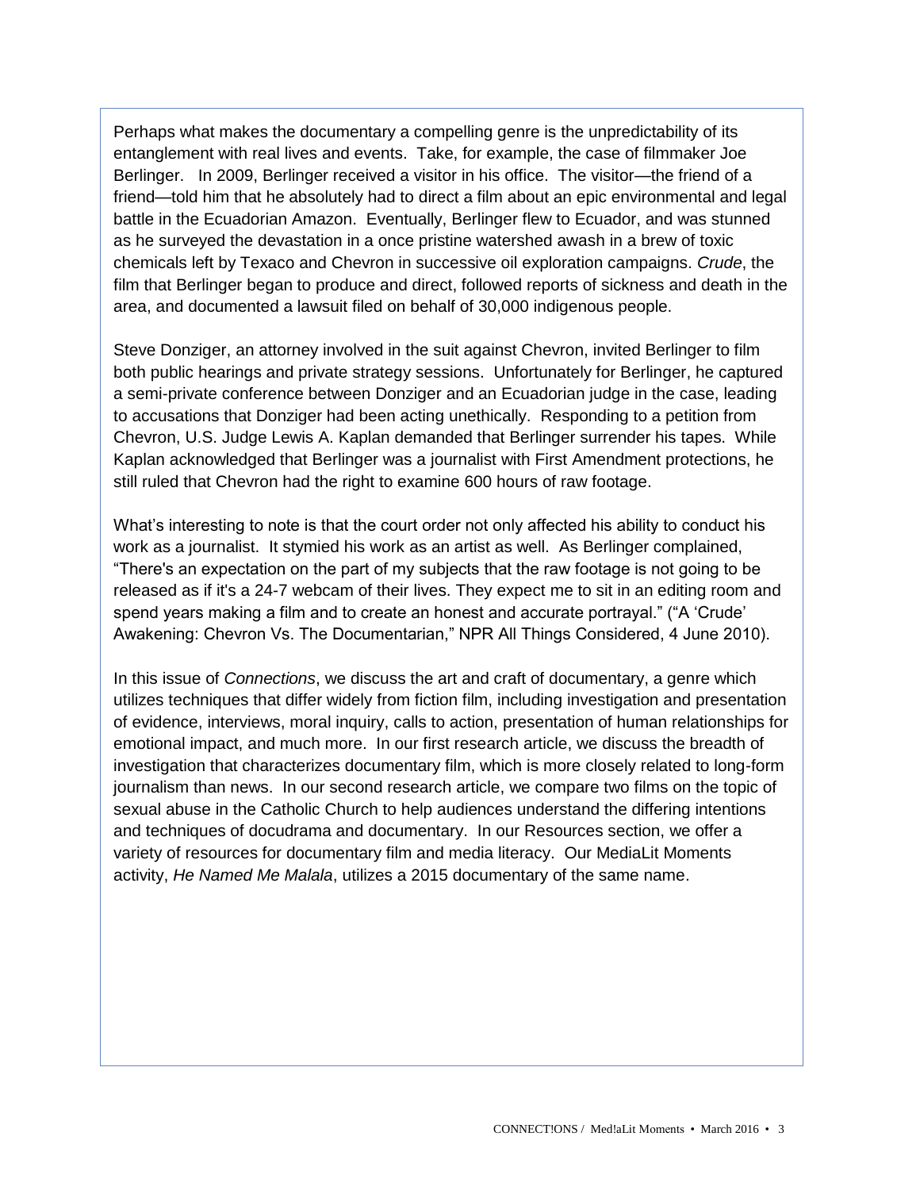Perhaps what makes the documentary a compelling genre is the unpredictability of its entanglement with real lives and events. Take, for example, the case of filmmaker Joe Berlinger. In 2009, Berlinger received a visitor in his office. The visitor—the friend of a friend—told him that he absolutely had to direct a film about an epic environmental and legal battle in the Ecuadorian Amazon. Eventually, Berlinger flew to Ecuador, and was stunned as he surveyed the devastation in a once pristine watershed awash in a brew of toxic chemicals left by Texaco and Chevron in successive oil exploration campaigns. *Crude*, the film that Berlinger began to produce and direct, followed reports of sickness and death in the area, and documented a lawsuit filed on behalf of 30,000 indigenous people.

Steve Donziger, an attorney involved in the suit against Chevron, invited Berlinger to film both public hearings and private strategy sessions. Unfortunately for Berlinger, he captured a semi-private conference between Donziger and an Ecuadorian judge in the case, leading to accusations that Donziger had been acting unethically. Responding to a petition from Chevron, U.S. Judge Lewis A. Kaplan demanded that Berlinger surrender his tapes. While Kaplan acknowledged that Berlinger was a journalist with First Amendment protections, he still ruled that Chevron had the right to examine 600 hours of raw footage.

What's interesting to note is that the court order not only affected his ability to conduct his work as a journalist. It stymied his work as an artist as well. As Berlinger complained, "There's an expectation on the part of my subjects that the raw footage is not going to be released as if it's a 24-7 webcam of their lives. They expect me to sit in an editing room and spend years making a film and to create an honest and accurate portrayal." ("A 'Crude' Awakening: Chevron Vs. The Documentarian," NPR All Things Considered, 4 June 2010).

In this issue of *Connections*, we discuss the art and craft of documentary, a genre which utilizes techniques that differ widely from fiction film, including investigation and presentation of evidence, interviews, moral inquiry, calls to action, presentation of human relationships for emotional impact, and much more. In our first research article, we discuss the breadth of investigation that characterizes documentary film, which is more closely related to long-form journalism than news. In our second research article, we compare two films on the topic of sexual abuse in the Catholic Church to help audiences understand the differing intentions and techniques of docudrama and documentary. In our Resources section, we offer a variety of resources for documentary film and media literacy. Our MediaLit Moments activity, *He Named Me Malala*, utilizes a 2015 documentary of the same name.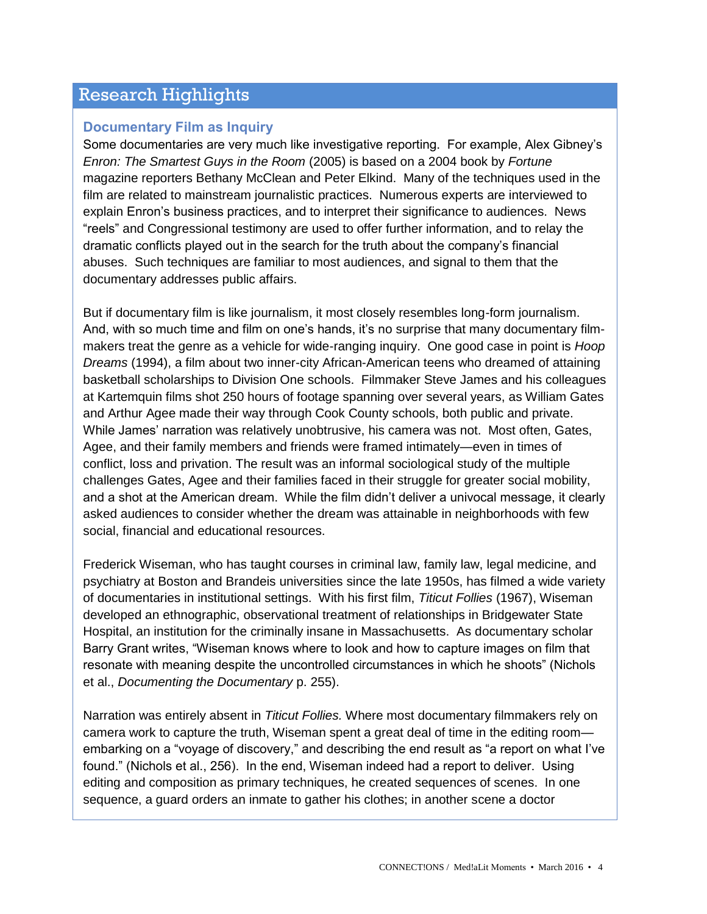## Research Highlights

### Documentary Film as Inquiry

Some documentaries are very much like investigative reporting. For example, Alex Gibney's *Enron: The Smartest Guys in the Room* (2005) is based on a 2004 book by *Fortune* magazine reporters Bethany McClean and Peter Elkind. Many of the techniques used in the film are related to mainstream journalistic practices. Numerous experts are interviewed to explain Enron's business practices, and to interpret their significance to audiences. News "reels" and Congressional testimony are used to offer further information, and to relay the dramatic conflicts played out in the search for the truth about the company's financial abuses. Such techniques are familiar to most audiences, and signal to them that the documentary addresses public affairs.

But if documentary film is like journalism, it most closely resembles long-form journalism. And, with so much time and film on one's hands, it's no surprise that many documentary film-makers treat the genre as a vehicle for wide-ranging inquiry. One good case in point is *Hoop Dreams* (1994), a film about two inner-city African-American teens who dreamed of attaining basketball scholarships to Division One schools. Filmmaker Steve James and his colleagues at Kartemquin films shot 250 hours of footage spanning over several years, as William Gates and Arthur Agee made their way through Cook County schools, both public and private. While James' narration was relatively unobtrusive, his camera was not. Most often, Gates, Agee, and their family members and friends were framed intimately—even in times of conflict, loss and privation. The result was an informal sociological study of the multiple challenges Gates, Agee and their families faced in their struggle for greater social mobility, and a shot at the American dream. While the film didn't deliver a univocal message, it clearly asked audiences to consider whether the dream was attainable in neighborhoods with few social, financial and educational resources.

Frederick Wiseman, who has taught courses in criminal law, family law, legal medicine, and psychiatry at Boston and Brandeis universities since the late 1950s, has filmed a wide variety of documentaries in institutional settings. With his first film, *Titicut Follies* (1967), Wiseman developed an ethnographic, observational treatment of relationships in Bridgewater State Hospital, an institution for the criminally insane in Massachusetts. As documentary scholar Barry Grant writes, "Wiseman knows where to look and how to capture images on film that resonate with meaning despite the uncontrolled circumstances in which he shoots" (Nichols et al., *Documenting the Documentary* p. 255).

Narration was entirely absent in *Titicut Follies.* Where most documentary filmmakers rely on camera work to capture the truth, Wiseman spent a great deal of time in the editing room—embarking on a "voyage of discovery," and describing the end result as "a report on what I've found." (Nichols et al., 256). In the end, Wiseman indeed had a report to deliver. Using editing and composition as primary techniques, he created sequences of scenes. In one sequence, a guard orders an inmate to gather his clothes; in another scene a doctor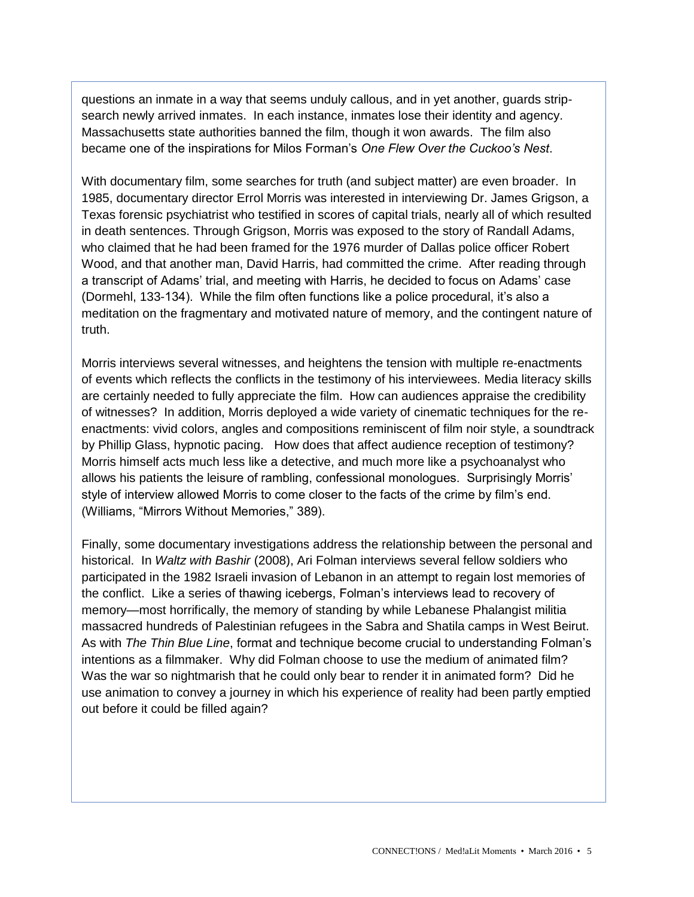questions an inmate in a way that seems unduly callous, and in yet another, guards strip-search newly arrived inmates. In each instance, inmates lose their identity and agency. Massachusetts state authorities banned the film, though it won awards. The film also became one of the inspirations for Milos Forman's *One Flew Over the Cuckoo's Nest*.

With documentary film, some searches for truth (and subject matter) are even broader. In 1985, documentary director Errol Morris was interested in interviewing Dr. James Grigson, a Texas forensic psychiatrist who testified in scores of capital trials, nearly all of which resulted in death sentences. Through Grigson, Morris was exposed to the story of Randall Adams, who claimed that he had been framed for the 1976 murder of Dallas police officer Robert Wood, and that another man, David Harris, had committed the crime. After reading through a transcript of Adams' trial, and meeting with Harris, he decided to focus on Adams' case (Dormehl, 133-134). While the film often functions like a police procedural, it's also a meditation on the fragmentary and motivated nature of memory, and the contingent nature of truth.

Morris interviews several witnesses, and heightens the tension with multiple re-enactments of events which reflects the conflicts in the testimony of his interviewees. Media literacy skills are certainly needed to fully appreciate the film. How can audiences appraise the credibility of witnesses? In addition, Morris deployed a wide variety of cinematic techniques for the re-enactments: vivid colors, angles and compositions reminiscent of film noir style, a soundtrack by Phillip Glass, hypnotic pacing. How does that affect audience reception of testimony? Morris himself acts much less like a detective, and much more like a psychoanalyst who allows his patients the leisure of rambling, confessional monologues. Surprisingly Morris' style of interview allowed Morris to come closer to the facts of the crime by film's end. (Williams, "Mirrors Without Memories," 389).

Finally, some documentary investigations address the relationship between the personal and historical. In *Waltz with Bashir* (2008), Ari Folman interviews several fellow soldiers who participated in the 1982 Israeli invasion of Lebanon in an attempt to regain lost memories of the conflict. Like a series of thawing icebergs, Folman's interviews lead to recovery of memory—most horrifically, the memory of standing by while Lebanese Phalangist militia massacred hundreds of Palestinian refugees in the Sabra and Shatila camps in West Beirut. As with *The Thin Blue Line*, format and technique become crucial to understanding Folman's intentions as a filmmaker. Why did Folman choose to use the medium of animated film? Was the war so nightmarish that he could only bear to render it in animated form? Did he use animation to convey a journey in which his experience of reality had been partly emptied out before it could be filled again?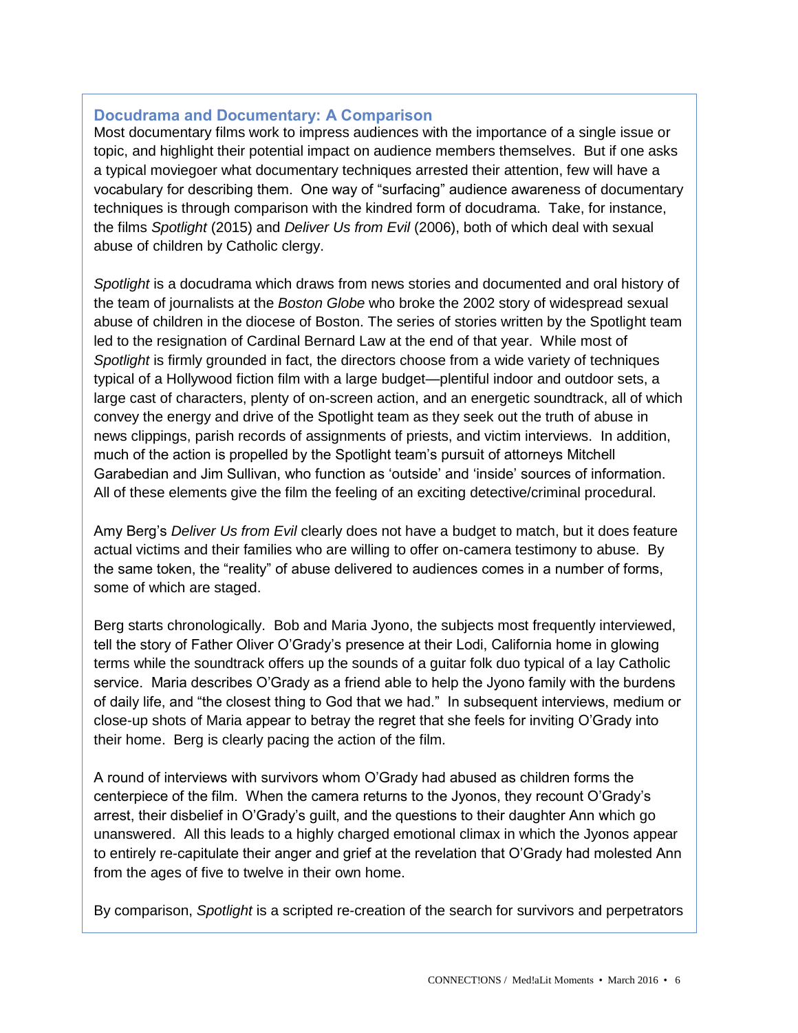### Docudrama and Documentary: A Comparison

Most documentary films work to impress audiences with the importance of a single issue or topic, and highlight their potential impact on audience members themselves. But if one asks a typical moviegoer what documentary techniques arrested their attention, few will have a vocabulary for describing them. One way of "surfacing" audience awareness of documentary techniques is through comparison with the kindred form of docudrama. Take, for instance, the films *Spotlight* (2015) and *Deliver Us from Evil* (2006), both of which deal with sexual abuse of children by Catholic clergy.

*Spotlight* is a docudrama which draws from news stories and documented and oral history of the team of journalists at the *Boston Globe* who broke the 2002 story of widespread sexual abuse of children in the diocese of Boston. The series of stories written by the Spotlight team led to the resignation of Cardinal Bernard Law at the end of that year. While most of *Spotlight* is firmly grounded in fact, the directors choose from a wide variety of techniques typical of a Hollywood fiction film with a large budget—plentiful indoor and outdoor sets, a large cast of characters, plenty of on-screen action, and an energetic soundtrack, all of which convey the energy and drive of the Spotlight team as they seek out the truth of abuse in news clippings, parish records of assignments of priests, and victim interviews. In addition, much of the action is propelled by the Spotlight team's pursuit of attorneys Mitchell Garabedian and Jim Sullivan, who function as 'outside' and 'inside' sources of information. All of these elements give the film the feeling of an exciting detective/criminal procedural.

Amy Berg's *Deliver Us from Evil* clearly does not have a budget to match, but it does feature actual victims and their families who are willing to offer on-camera testimony to abuse. By the same token, the "reality" of abuse delivered to audiences comes in a number of forms, some of which are staged.

Berg starts chronologically. Bob and Maria Jyono, the subjects most frequently interviewed, tell the story of Father Oliver O'Grady's presence at their Lodi, California home in glowing terms while the soundtrack offers up the sounds of a guitar folk duo typical of a lay Catholic service. Maria describes O'Grady as a friend able to help the Jyono family with the burdens of daily life, and "the closest thing to God that we had." In subsequent interviews, medium or close-up shots of Maria appear to betray the regret that she feels for inviting O'Grady into their home. Berg is clearly pacing the action of the film.

A round of interviews with survivors whom O'Grady had abused as children forms the centerpiece of the film. When the camera returns to the Jyonos, they recount O'Grady's arrest, their disbelief in O'Grady's guilt, and the questions to their daughter Ann which go unanswered. All this leads to a highly charged emotional climax in which the Jyonos appear to entirely re-capitulate their anger and grief at the revelation that O'Grady had molested Ann from the ages of five to twelve in their own home.

By comparison, *Spotlight* is a scripted re-creation of the search for survivors and perpetrators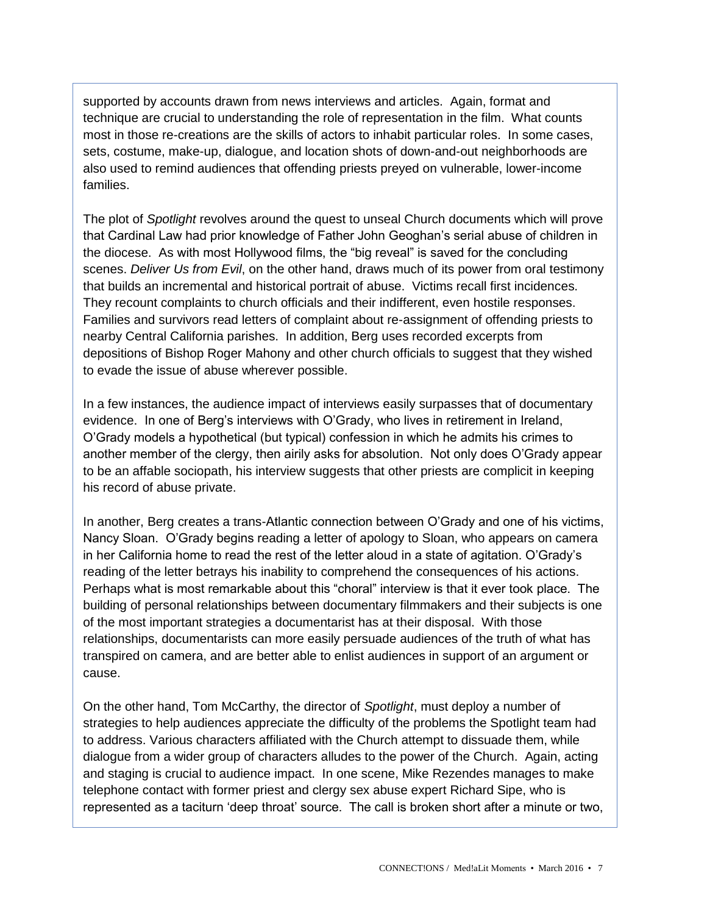supported by accounts drawn from news interviews and articles. Again, format and technique are crucial to understanding the role of representation in the film. What counts most in those re-creations are the skills of actors to inhabit particular roles. In some cases, sets, costume, make-up, dialogue, and location shots of down-and-out neighborhoods are also used to remind audiences that offending priests preyed on vulnerable, lower-income families.

The plot of *Spotlight* revolves around the quest to unseal Church documents which will prove that Cardinal Law had prior knowledge of Father John Geoghan's serial abuse of children in the diocese. As with most Hollywood films, the "big reveal" is saved for the concluding scenes. *Deliver Us from Evil*, on the other hand, draws much of its power from oral testimony that builds an incremental and historical portrait of abuse. Victims recall first incidences. They recount complaints to church officials and their indifferent, even hostile responses. Families and survivors read letters of complaint about re-assignment of offending priests to nearby Central California parishes. In addition, Berg uses recorded excerpts from depositions of Bishop Roger Mahony and other church officials to suggest that they wished to evade the issue of abuse wherever possible.

In a few instances, the audience impact of interviews easily surpasses that of documentary evidence. In one of Berg's interviews with O'Grady, who lives in retirement in Ireland, O'Grady models a hypothetical (but typical) confession in which he admits his crimes to another member of the clergy, then airily asks for absolution. Not only does O'Grady appear to be an affable sociopath, his interview suggests that other priests are complicit in keeping his record of abuse private.

In another, Berg creates a trans-Atlantic connection between O'Grady and one of his victims, Nancy Sloan. O'Grady begins reading a letter of apology to Sloan, who appears on camera in her California home to read the rest of the letter aloud in a state of agitation. O'Grady's reading of the letter betrays his inability to comprehend the consequences of his actions. Perhaps what is most remarkable about this "choral" interview is that it ever took place. The building of personal relationships between documentary filmmakers and their subjects is one of the most important strategies a documentarist has at their disposal. With those relationships, documentarists can more easily persuade audiences of the truth of what has transpired on camera, and are better able to enlist audiences in support of an argument or cause.

On the other hand, Tom McCarthy, the director of *Spotlight*, must deploy a number of strategies to help audiences appreciate the difficulty of the problems the Spotlight team had to address. Various characters affiliated with the Church attempt to dissuade them, while dialogue from a wider group of characters alludes to the power of the Church. Again, acting and staging is crucial to audience impact. In one scene, Mike Rezendes manages to make telephone contact with former priest and clergy sex abuse expert Richard Sipe, who is represented as a taciturn 'deep throat' source. The call is broken short after a minute or two,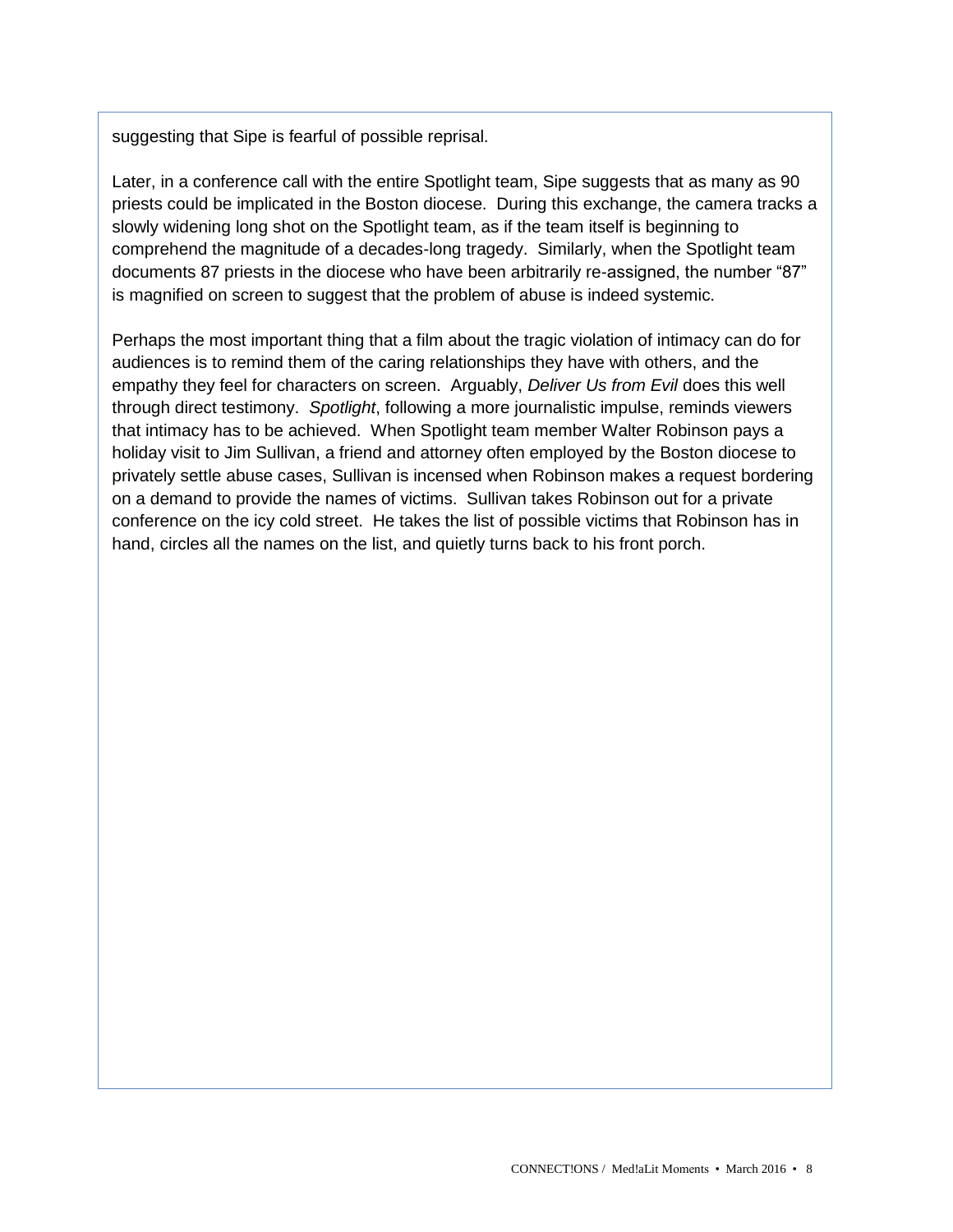suggesting that Sipe is fearful of possible reprisal.

Later, in a conference call with the entire Spotlight team, Sipe suggests that as many as 90 priests could be implicated in the Boston diocese. During this exchange, the camera tracks a slowly widening long shot on the Spotlight team, as if the team itself is beginning to comprehend the magnitude of a decades-long tragedy. Similarly, when the Spotlight team documents 87 priests in the diocese who have been arbitrarily re-assigned, the number "87" is magnified on screen to suggest that the problem of abuse is indeed systemic.

Perhaps the most important thing that a film about the tragic violation of intimacy can do for audiences is to remind them of the caring relationships they have with others, and the empathy they feel for characters on screen. Arguably, *Deliver Us from Evil* does this well through direct testimony. *Spotlight*, following a more journalistic impulse, reminds viewers that intimacy has to be achieved. When Spotlight team member Walter Robinson pays a holiday visit to Jim Sullivan, a friend and attorney often employed by the Boston diocese to privately settle abuse cases, Sullivan is incensed when Robinson makes a request bordering on a demand to provide the names of victims. Sullivan takes Robinson out for a private conference on the icy cold street. He takes the list of possible victims that Robinson has in hand, circles all the names on the list, and quietly turns back to his front porch.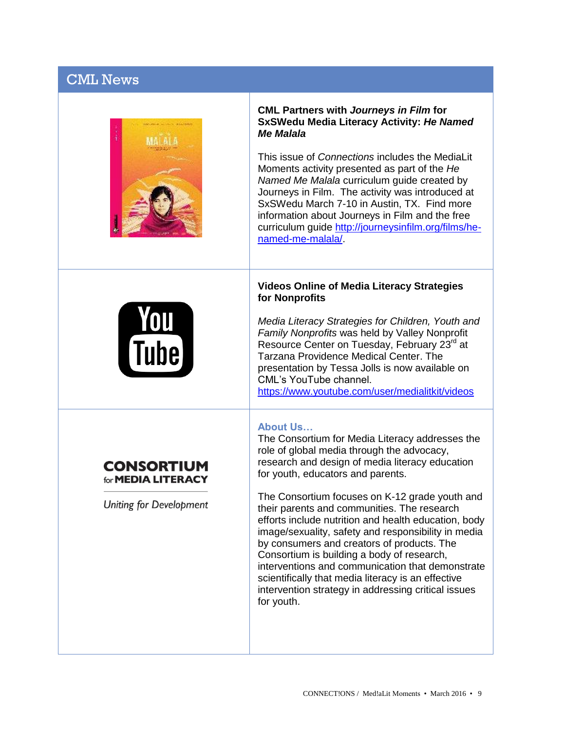## CML News

**CML Partners with *Journeys in Film* for SxSWedu Media Literacy Activity: *He Named Me Malala***

This issue of *Connections* includes the MediaLit Moments activity presented as part of the *He Named Me Malala* curriculum guide created by Journeys in Film. The activity was introduced at SxSWedu March 7-10 in Austin, TX. Find more information about Journeys in Film and the free curriculum guide http://journeysinfilm.org/films/he-named-me-malala/.

**Videos Online of Media Literacy Strategies for Nonprofits**

*Media Literacy Strategies for Children, Youth and Family Nonprofits* was held by Valley Nonprofit Resource Center on Tuesday, February 23rd at Tarzana Providence Medical Center. The presentation by Tessa Jolls is now available on CML's YouTube channel. https://www.youtube.com/user/medialitkit/videos

**CONSORTIUM for MEDIA LITERACY**

*Uniting for Development*

### About Us…

The Consortium for Media Literacy addresses the role of global media through the advocacy, research and design of media literacy education for youth, educators and parents.

The Consortium focuses on K-12 grade youth and their parents and communities. The research efforts include nutrition and health education, body image/sexuality, safety and responsibility in media by consumers and creators of products. The Consortium is building a body of research, interventions and communication that demonstrate scientifically that media literacy is an effective intervention strategy in addressing critical issues for youth.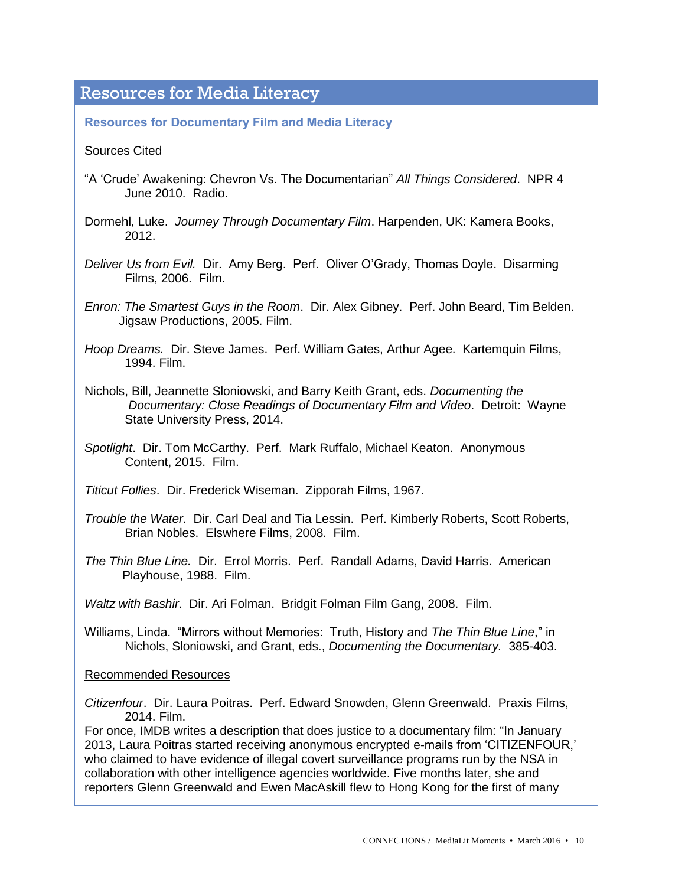# Resources for Media Literacy

## Resources for Documentary Film and Media Literacy

Sources Cited

"A 'Crude' Awakening: Chevron Vs. The Documentarian" *All Things Considered*. NPR 4 June 2010. Radio.

Dormehl, Luke. *Journey Through Documentary Film*. Harpenden, UK: Kamera Books, 2012.

*Deliver Us from Evil.* Dir. Amy Berg. Perf. Oliver O'Grady, Thomas Doyle. Disarming Films, 2006. Film.

*Enron: The Smartest Guys in the Room*. Dir. Alex Gibney. Perf. John Beard, Tim Belden. Jigsaw Productions, 2005. Film.

*Hoop Dreams.* Dir. Steve James. Perf. William Gates, Arthur Agee. Kartemquin Films, 1994. Film.

Nichols, Bill, Jeannette Sloniowski, and Barry Keith Grant, eds. *Documenting the Documentary: Close Readings of Documentary Film and Video*. Detroit: Wayne State University Press, 2014.

*Spotlight*. Dir. Tom McCarthy. Perf. Mark Ruffalo, Michael Keaton. Anonymous Content, 2015. Film.

*Titicut Follies*. Dir. Frederick Wiseman. Zipporah Films, 1967.

*Trouble the Water*. Dir. Carl Deal and Tia Lessin. Perf. Kimberly Roberts, Scott Roberts, Brian Nobles. Elswhere Films, 2008. Film.

*The Thin Blue Line.* Dir. Errol Morris. Perf. Randall Adams, David Harris. American Playhouse, 1988. Film.

*Waltz with Bashir*. Dir. Ari Folman. Bridgit Folman Film Gang, 2008. Film.

Williams, Linda. "Mirrors without Memories: Truth, History and *The Thin Blue Line*," in Nichols, Sloniowski, and Grant, eds., *Documenting the Documentary.* 385-403.

Recommended Resources

*Citizenfour*. Dir. Laura Poitras. Perf. Edward Snowden, Glenn Greenwald. Praxis Films, 2014. Film.

For once, IMDB writes a description that does justice to a documentary film: "In January 2013, Laura Poitras started receiving anonymous encrypted e-mails from 'CITIZENFOUR,' who claimed to have evidence of illegal covert surveillance programs run by the NSA in collaboration with other intelligence agencies worldwide. Five months later, she and reporters Glenn Greenwald and Ewen MacAskill flew to Hong Kong for the first of many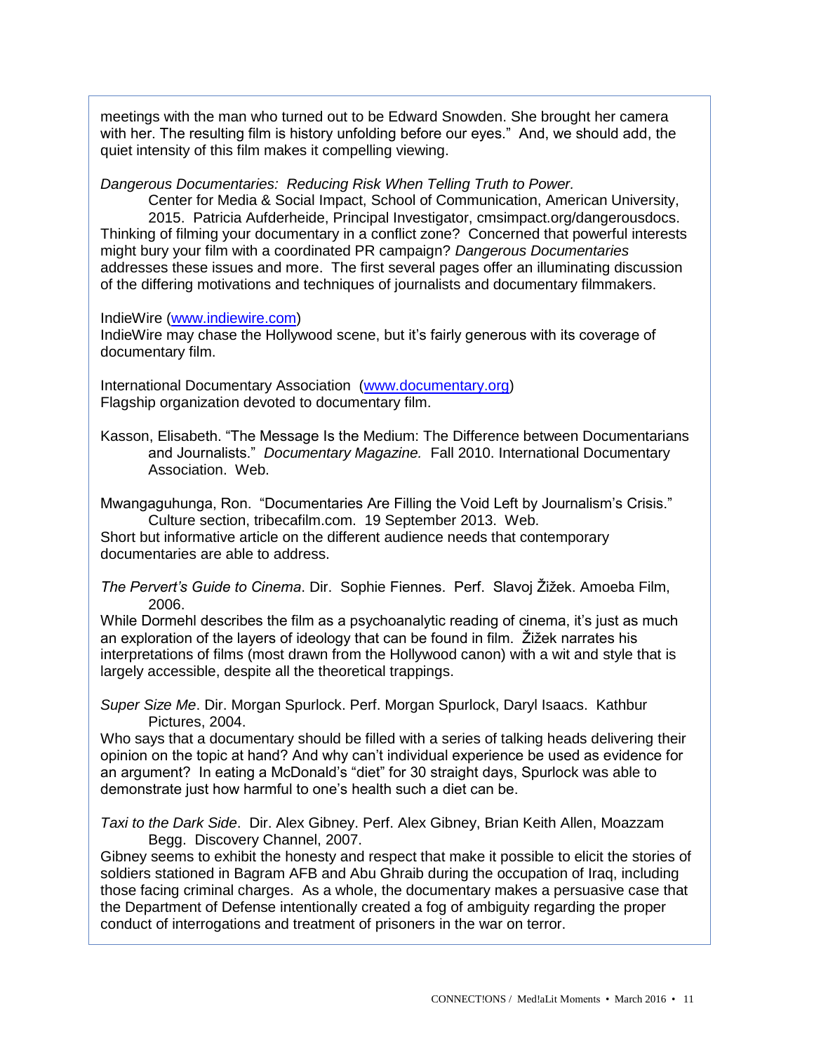meetings with the man who turned out to be Edward Snowden. She brought her camera with her. The resulting film is history unfolding before our eyes." And, we should add, the quiet intensity of this film makes it compelling viewing.

*Dangerous Documentaries: Reducing Risk When Telling Truth to Power.* Center for Media & Social Impact, School of Communication, American University, 2015. Patricia Aufderheide, Principal Investigator, cmsimpact.org/dangerousdocs.
Thinking of filming your documentary in a conflict zone? Concerned that powerful interests might bury your film with a coordinated PR campaign? *Dangerous Documentaries* addresses these issues and more. The first several pages offer an illuminating discussion of the differing motivations and techniques of journalists and documentary filmmakers.

IndieWire ([www.indiewire.com](http://www.indiewire.com))
IndieWire may chase the Hollywood scene, but it's fairly generous with its coverage of documentary film.

International Documentary Association ([www.documentary.org](http://www.documentary.org))
Flagship organization devoted to documentary film.

Kasson, Elisabeth. "The Message Is the Medium: The Difference between Documentarians and Journalists." *Documentary Magazine.* Fall 2010. International Documentary Association. Web.

Mwangaguhunga, Ron. "Documentaries Are Filling the Void Left by Journalism's Crisis." Culture section, tribecafilm.com. 19 September 2013. Web.
Short but informative article on the different audience needs that contemporary documentaries are able to address.

*The Pervert's Guide to Cinema*. Dir. Sophie Fiennes. Perf. Slavoj Žižek. Amoeba Film, 2006.
While Dormehl describes the film as a psychoanalytic reading of cinema, it's just as much an exploration of the layers of ideology that can be found in film. Žižek narrates his interpretations of films (most drawn from the Hollywood canon) with a wit and style that is largely accessible, despite all the theoretical trappings.

*Super Size Me*. Dir. Morgan Spurlock. Perf. Morgan Spurlock, Daryl Isaacs. Kathbur Pictures, 2004.
Who says that a documentary should be filled with a series of talking heads delivering their opinion on the topic at hand? And why can't individual experience be used as evidence for an argument? In eating a McDonald's "diet" for 30 straight days, Spurlock was able to demonstrate just how harmful to one's health such a diet can be.

*Taxi to the Dark Side*. Dir. Alex Gibney. Perf. Alex Gibney, Brian Keith Allen, Moazzam Begg. Discovery Channel, 2007.
Gibney seems to exhibit the honesty and respect that make it possible to elicit the stories of soldiers stationed in Bagram AFB and Abu Ghraib during the occupation of Iraq, including those facing criminal charges. As a whole, the documentary makes a persuasive case that the Department of Defense intentionally created a fog of ambiguity regarding the proper conduct of interrogations and treatment of prisoners in the war on terror.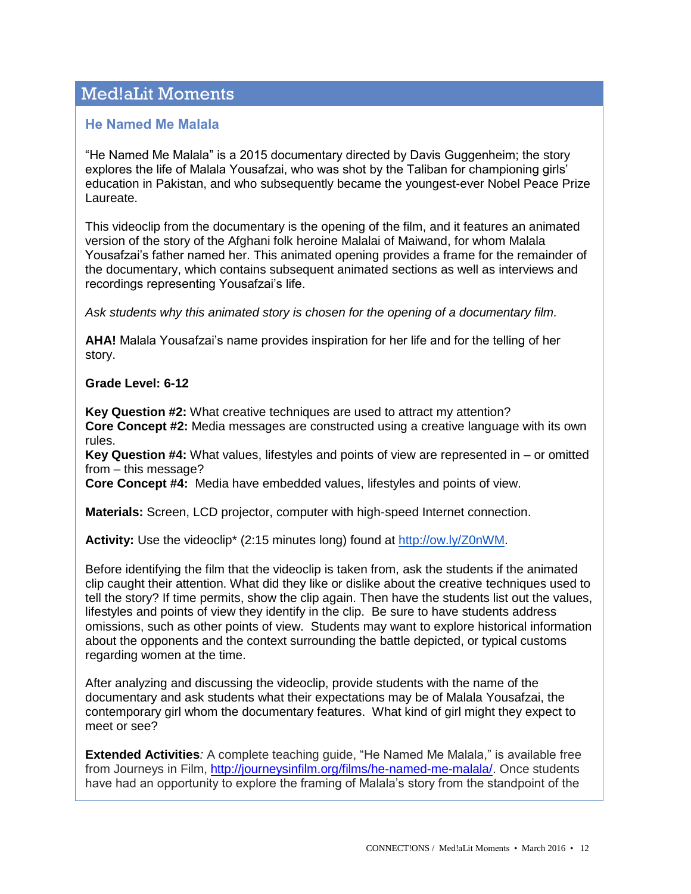## Med!aLit Moments

### He Named Me Malala

"He Named Me Malala" is a 2015 documentary directed by Davis Guggenheim; the story explores the life of Malala Yousafzai, who was shot by the Taliban for championing girls' education in Pakistan, and who subsequently became the youngest-ever Nobel Peace Prize Laureate.

This videoclip from the documentary is the opening of the film, and it features an animated version of the story of the Afghani folk heroine Malalai of Maiwand, for whom Malala Yousafzai's father named her. This animated opening provides a frame for the remainder of the documentary, which contains subsequent animated sections as well as interviews and recordings representing Yousafzai's life.

*Ask students why this animated story is chosen for the opening of a documentary film.*

**AHA!** Malala Yousafzai's name provides inspiration for her life and for the telling of her story.

**Grade Level: 6-12**

**Key Question #2:** What creative techniques are used to attract my attention?
**Core Concept #2:** Media messages are constructed using a creative language with its own rules.
**Key Question #4:** What values, lifestyles and points of view are represented in – or omitted from – this message?
**Core Concept #4:** Media have embedded values, lifestyles and points of view.

**Materials:** Screen, LCD projector, computer with high-speed Internet connection.

**Activity:** Use the videoclip* (2:15 minutes long) found at http://ow.ly/Z0nWM.

Before identifying the film that the videoclip is taken from, ask the students if the animated clip caught their attention. What did they like or dislike about the creative techniques used to tell the story? If time permits, show the clip again. Then have the students list out the values, lifestyles and points of view they identify in the clip. Be sure to have students address omissions, such as other points of view. Students may want to explore historical information about the opponents and the context surrounding the battle depicted, or typical customs regarding women at the time.

After analyzing and discussing the videoclip, provide students with the name of the documentary and ask students what their expectations may be of Malala Yousafzai, the contemporary girl whom the documentary features. What kind of girl might they expect to meet or see?

**Extended Activities***:* A complete teaching guide, "He Named Me Malala," is available free from Journeys in Film, http://journeysinfilm.org/films/he-named-me-malala/. Once students have had an opportunity to explore the framing of Malala's story from the standpoint of the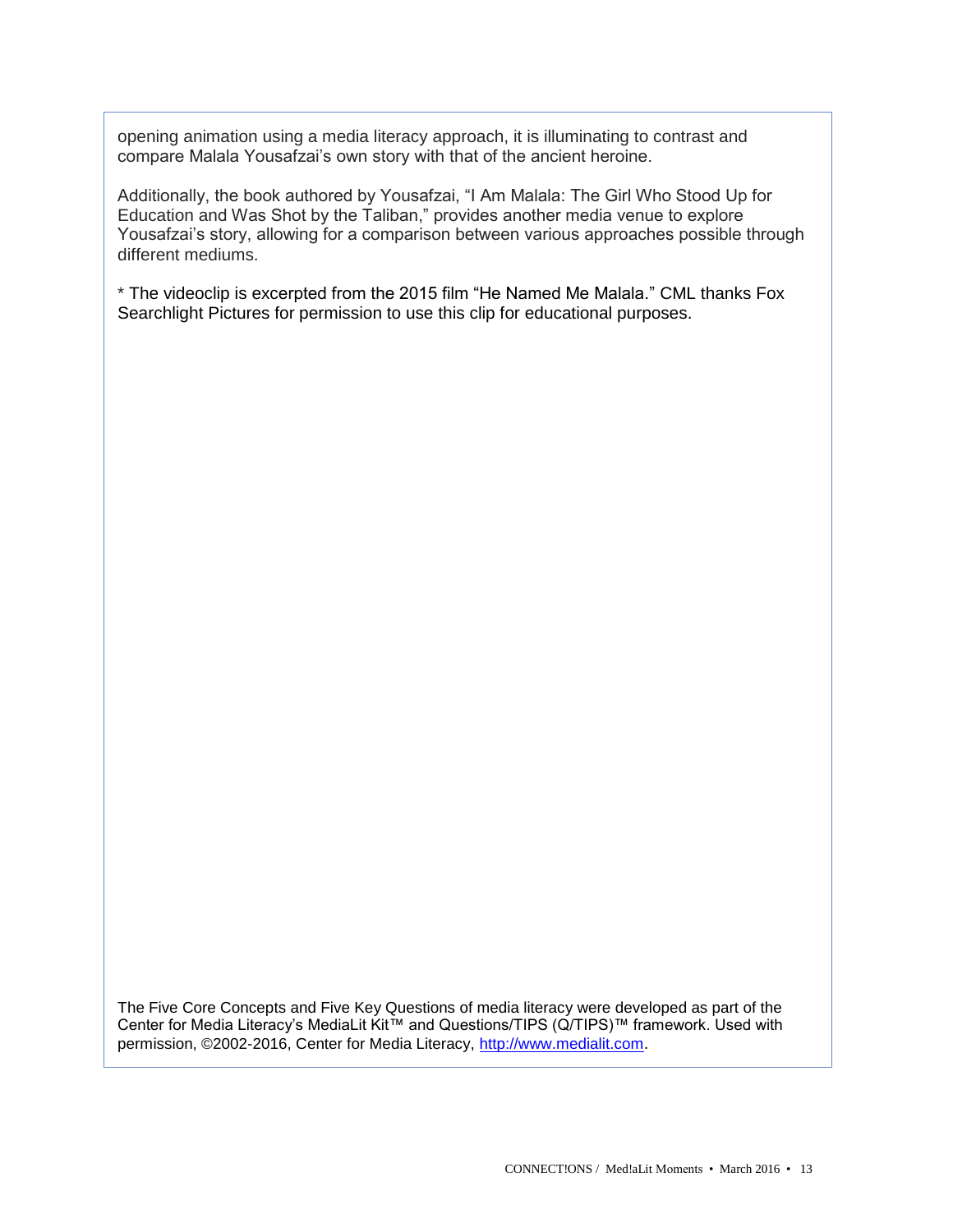opening animation using a media literacy approach, it is illuminating to contrast and compare Malala Yousafzai's own story with that of the ancient heroine.

Additionally, the book authored by Yousafzai, "I Am Malala: The Girl Who Stood Up for Education and Was Shot by the Taliban," provides another media venue to explore Yousafzai's story, allowing for a comparison between various approaches possible through different mediums.

* The videoclip is excerpted from the 2015 film "He Named Me Malala." CML thanks Fox Searchlight Pictures for permission to use this clip for educational purposes.

The Five Core Concepts and Five Key Questions of media literacy were developed as part of the Center for Media Literacy's MediaLit Kit™ and Questions/TIPS (Q/TIPS)™ framework. Used with permission, ©2002-2016, Center for Media Literacy, [http://www.medialit.com](http://www.medialit.com).